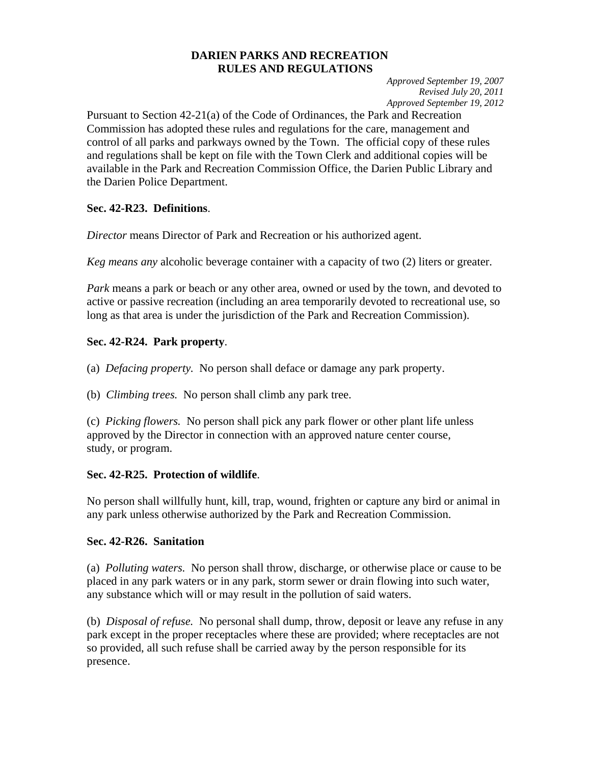# DARIEN PARKS AND RECREATION RULES AND REGULATIONS

*Approved September 19, 2007*
*Revised July 20, 2011*
*Approved September 19, 2012*

Pursuant to Section 42-21(a) of the Code of Ordinances, the Park and Recreation Commission has adopted these rules and regulations for the care, management and control of all parks and parkways owned by the Town. The official copy of these rules and regulations shall be kept on file with the Town Clerk and additional copies will be available in the Park and Recreation Commission Office, the Darien Public Library and the Darien Police Department.

**Sec. 42-R23. Definitions**.

*Director* means Director of Park and Recreation or his authorized agent.

*Keg means any* alcoholic beverage container with a capacity of two (2) liters or greater.

*Park* means a park or beach or any other area, owned or used by the town, and devoted to active or passive recreation (including an area temporarily devoted to recreational use, so long as that area is under the jurisdiction of the Park and Recreation Commission).

**Sec. 42-R24. Park property**.

(a) *Defacing property.* No person shall deface or damage any park property.

(b) *Climbing trees.* No person shall climb any park tree.

(c) *Picking flowers.* No person shall pick any park flower or other plant life unless approved by the Director in connection with an approved nature center course, study, or program.

**Sec. 42-R25. Protection of wildlife**.

No person shall willfully hunt, kill, trap, wound, frighten or capture any bird or animal in any park unless otherwise authorized by the Park and Recreation Commission.

**Sec. 42-R26. Sanitation**

(a) *Polluting waters.* No person shall throw, discharge, or otherwise place or cause to be placed in any park waters or in any park, storm sewer or drain flowing into such water, any substance which will or may result in the pollution of said waters.

(b) *Disposal of refuse.* No personal shall dump, throw, deposit or leave any refuse in any park except in the proper receptacles where these are provided; where receptacles are not so provided, all such refuse shall be carried away by the person responsible for its presence.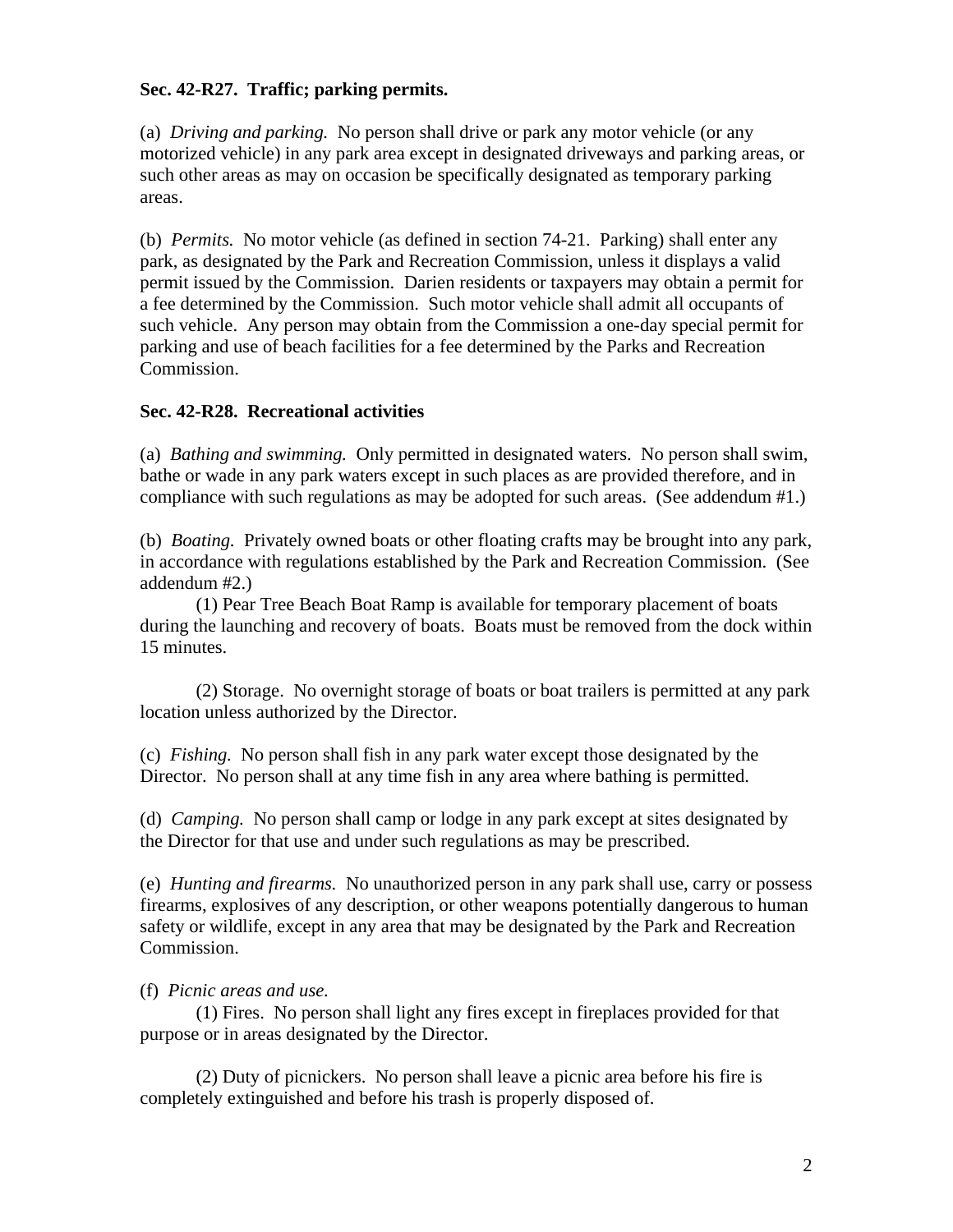**Sec. 42-R27. Traffic; parking permits.**

(a) *Driving and parking.* No person shall drive or park any motor vehicle (or any motorized vehicle) in any park area except in designated driveways and parking areas, or such other areas as may on occasion be specifically designated as temporary parking areas.

(b) *Permits.* No motor vehicle (as defined in section 74-21. Parking) shall enter any park, as designated by the Park and Recreation Commission, unless it displays a valid permit issued by the Commission. Darien residents or taxpayers may obtain a permit for a fee determined by the Commission. Such motor vehicle shall admit all occupants of such vehicle. Any person may obtain from the Commission a one-day special permit for parking and use of beach facilities for a fee determined by the Parks and Recreation Commission.

**Sec. 42-R28. Recreational activities**

(a) *Bathing and swimming.* Only permitted in designated waters. No person shall swim, bathe or wade in any park waters except in such places as are provided therefore, and in compliance with such regulations as may be adopted for such areas. (See addendum #1.)

(b) *Boating.* Privately owned boats or other floating crafts may be brought into any park, in accordance with regulations established by the Park and Recreation Commission. (See addendum #2.)

(1) Pear Tree Beach Boat Ramp is available for temporary placement of boats during the launching and recovery of boats. Boats must be removed from the dock within 15 minutes.

(2) Storage. No overnight storage of boats or boat trailers is permitted at any park location unless authorized by the Director.

(c) *Fishing.* No person shall fish in any park water except those designated by the Director. No person shall at any time fish in any area where bathing is permitted.

(d) *Camping.* No person shall camp or lodge in any park except at sites designated by the Director for that use and under such regulations as may be prescribed.

(e) *Hunting and firearms.* No unauthorized person in any park shall use, carry or possess firearms, explosives of any description, or other weapons potentially dangerous to human safety or wildlife, except in any area that may be designated by the Park and Recreation Commission.

(f) *Picnic areas and use.*

(1) Fires. No person shall light any fires except in fireplaces provided for that purpose or in areas designated by the Director.

(2) Duty of picnickers. No person shall leave a picnic area before his fire is completely extinguished and before his trash is properly disposed of.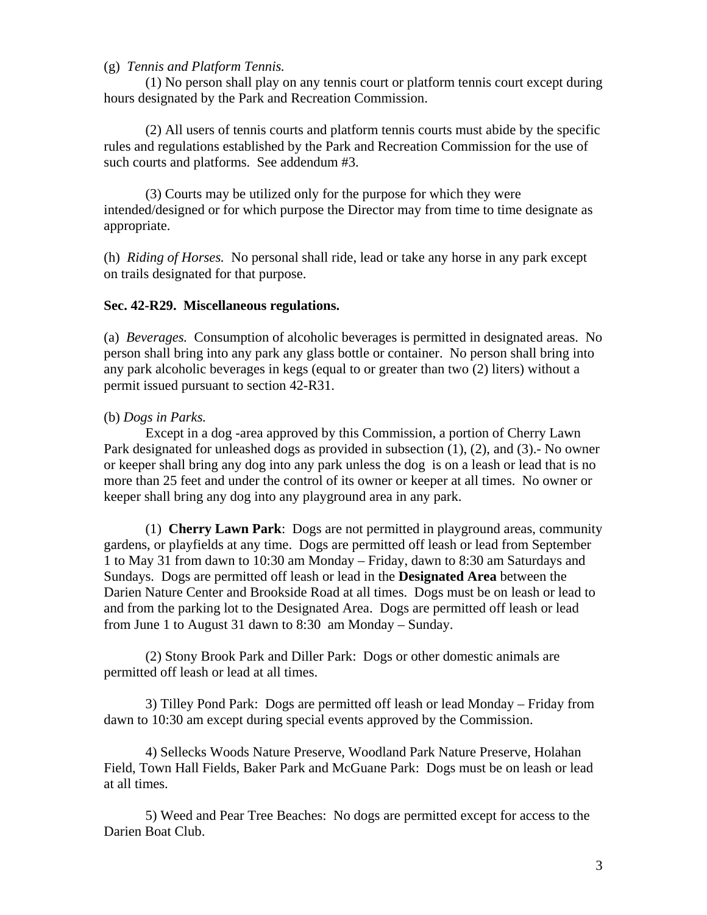(g) *Tennis and Platform Tennis.*

(1) No person shall play on any tennis court or platform tennis court except during hours designated by the Park and Recreation Commission.

(2) All users of tennis courts and platform tennis courts must abide by the specific rules and regulations established by the Park and Recreation Commission for the use of such courts and platforms. See addendum #3.

(3) Courts may be utilized only for the purpose for which they were intended/designed or for which purpose the Director may from time to time designate as appropriate.

(h) *Riding of Horses.* No personal shall ride, lead or take any horse in any park except on trails designated for that purpose.

**Sec. 42-R29. Miscellaneous regulations.**

(a) *Beverages.* Consumption of alcoholic beverages is permitted in designated areas. No person shall bring into any park any glass bottle or container. No person shall bring into any park alcoholic beverages in kegs (equal to or greater than two (2) liters) without a permit issued pursuant to section 42-R31.

(b) *Dogs in Parks.*

Except in a dog -area approved by this Commission, a portion of Cherry Lawn Park designated for unleashed dogs as provided in subsection (1), (2), and (3).- No owner or keeper shall bring any dog into any park unless the dog is on a leash or lead that is no more than 25 feet and under the control of its owner or keeper at all times. No owner or keeper shall bring any dog into any playground area in any park.

(1) **Cherry Lawn Park**: Dogs are not permitted in playground areas, community gardens, or playfields at any time. Dogs are permitted off leash or lead from September 1 to May 31 from dawn to 10:30 am Monday – Friday, dawn to 8:30 am Saturdays and Sundays. Dogs are permitted off leash or lead in the **Designated Area** between the Darien Nature Center and Brookside Road at all times. Dogs must be on leash or lead to and from the parking lot to the Designated Area. Dogs are permitted off leash or lead from June 1 to August 31 dawn to 8:30 am Monday – Sunday.

(2) Stony Brook Park and Diller Park: Dogs or other domestic animals are permitted off leash or lead at all times.

3) Tilley Pond Park: Dogs are permitted off leash or lead Monday – Friday from dawn to 10:30 am except during special events approved by the Commission.

4) Sellecks Woods Nature Preserve, Woodland Park Nature Preserve, Holahan Field, Town Hall Fields, Baker Park and McGuane Park: Dogs must be on leash or lead at all times.

5) Weed and Pear Tree Beaches: No dogs are permitted except for access to the Darien Boat Club.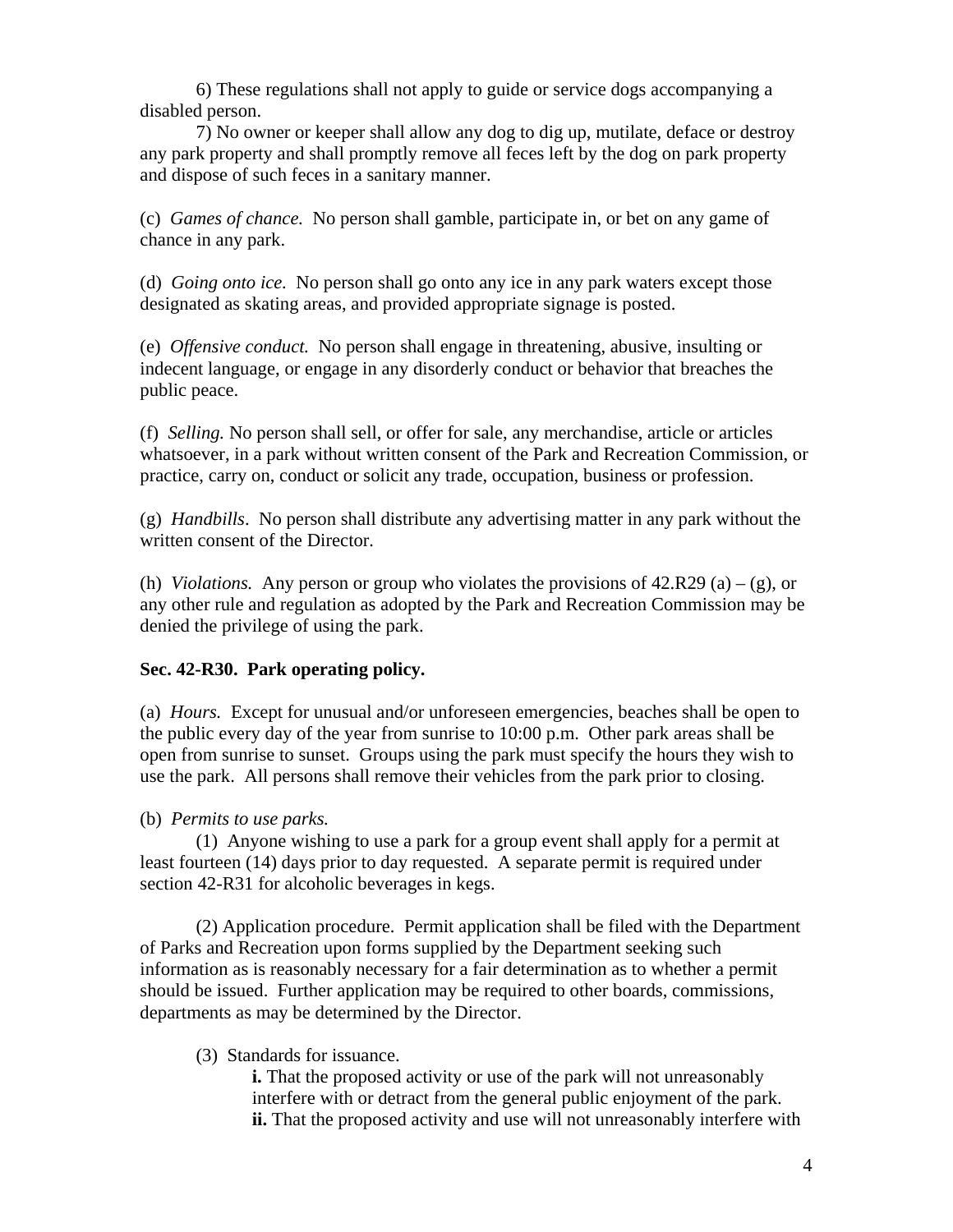6) These regulations shall not apply to guide or service dogs accompanying a disabled person.

7) No owner or keeper shall allow any dog to dig up, mutilate, deface or destroy any park property and shall promptly remove all feces left by the dog on park property and dispose of such feces in a sanitary manner.

(c) *Games of chance.* No person shall gamble, participate in, or bet on any game of chance in any park.

(d) *Going onto ice.* No person shall go onto any ice in any park waters except those designated as skating areas, and provided appropriate signage is posted.

(e) *Offensive conduct.* No person shall engage in threatening, abusive, insulting or indecent language, or engage in any disorderly conduct or behavior that breaches the public peace.

(f) *Selling.* No person shall sell, or offer for sale, any merchandise, article or articles whatsoever, in a park without written consent of the Park and Recreation Commission, or practice, carry on, conduct or solicit any trade, occupation, business or profession.

(g) *Handbills*. No person shall distribute any advertising matter in any park without the written consent of the Director.

(h) *Violations.* Any person or group who violates the provisions of 42.R29 (a) – (g), or any other rule and regulation as adopted by the Park and Recreation Commission may be denied the privilege of using the park.

**Sec. 42-R30. Park operating policy.**

(a) *Hours.* Except for unusual and/or unforeseen emergencies, beaches shall be open to the public every day of the year from sunrise to 10:00 p.m. Other park areas shall be open from sunrise to sunset. Groups using the park must specify the hours they wish to use the park. All persons shall remove their vehicles from the park prior to closing.

(b) *Permits to use parks.*

(1) Anyone wishing to use a park for a group event shall apply for a permit at least fourteen (14) days prior to day requested. A separate permit is required under section 42-R31 for alcoholic beverages in kegs.

(2) Application procedure. Permit application shall be filed with the Department of Parks and Recreation upon forms supplied by the Department seeking such information as is reasonably necessary for a fair determination as to whether a permit should be issued. Further application may be required to other boards, commissions, departments as may be determined by the Director.

(3) Standards for issuance.

**i.** That the proposed activity or use of the park will not unreasonably interfere with or detract from the general public enjoyment of the park.
**ii.** That the proposed activity and use will not unreasonably interfere with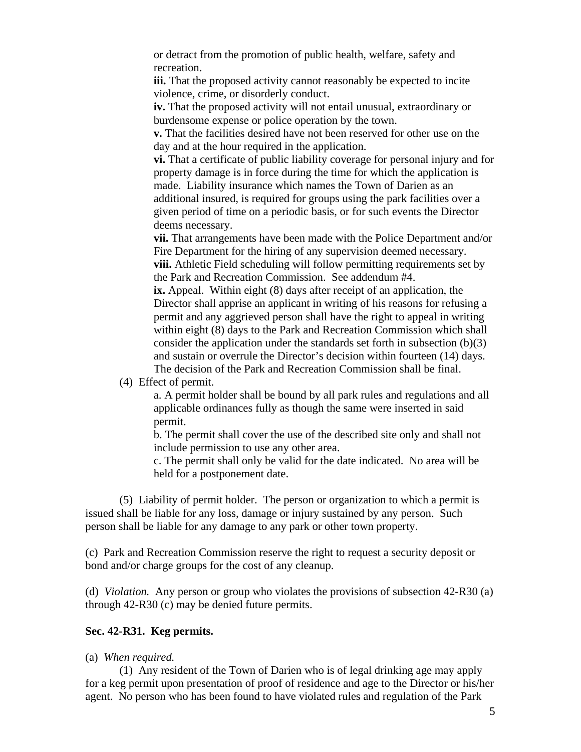or detract from the promotion of public health, welfare, safety and recreation.

**iii.** That the proposed activity cannot reasonably be expected to incite violence, crime, or disorderly conduct.

**iv.** That the proposed activity will not entail unusual, extraordinary or burdensome expense or police operation by the town.

**v.** That the facilities desired have not been reserved for other use on the day and at the hour required in the application.

**vi.** That a certificate of public liability coverage for personal injury and for property damage is in force during the time for which the application is made. Liability insurance which names the Town of Darien as an additional insured, is required for groups using the park facilities over a given period of time on a periodic basis, or for such events the Director deems necessary.

**vii.** That arrangements have been made with the Police Department and/or Fire Department for the hiring of any supervision deemed necessary.

**viii.** Athletic Field scheduling will follow permitting requirements set by the Park and Recreation Commission. See addendum #4.

**ix.** Appeal. Within eight (8) days after receipt of an application, the Director shall apprise an applicant in writing of his reasons for refusing a permit and any aggrieved person shall have the right to appeal in writing within eight (8) days to the Park and Recreation Commission which shall consider the application under the standards set forth in subsection (b)(3) and sustain or overrule the Director's decision within fourteen (14) days. The decision of the Park and Recreation Commission shall be final.

(4) Effect of permit.

a. A permit holder shall be bound by all park rules and regulations and all applicable ordinances fully as though the same were inserted in said permit.

b. The permit shall cover the use of the described site only and shall not include permission to use any other area.

c. The permit shall only be valid for the date indicated. No area will be held for a postponement date.

(5) Liability of permit holder. The person or organization to which a permit is issued shall be liable for any loss, damage or injury sustained by any person. Such person shall be liable for any damage to any park or other town property.

(c) Park and Recreation Commission reserve the right to request a security deposit or bond and/or charge groups for the cost of any cleanup.

(d) *Violation.* Any person or group who violates the provisions of subsection 42-R30 (a) through 42-R30 (c) may be denied future permits.

**Sec. 42-R31. Keg permits.**

(a) *When required.*

(1) Any resident of the Town of Darien who is of legal drinking age may apply for a keg permit upon presentation of proof of residence and age to the Director or his/her agent. No person who has been found to have violated rules and regulation of the Park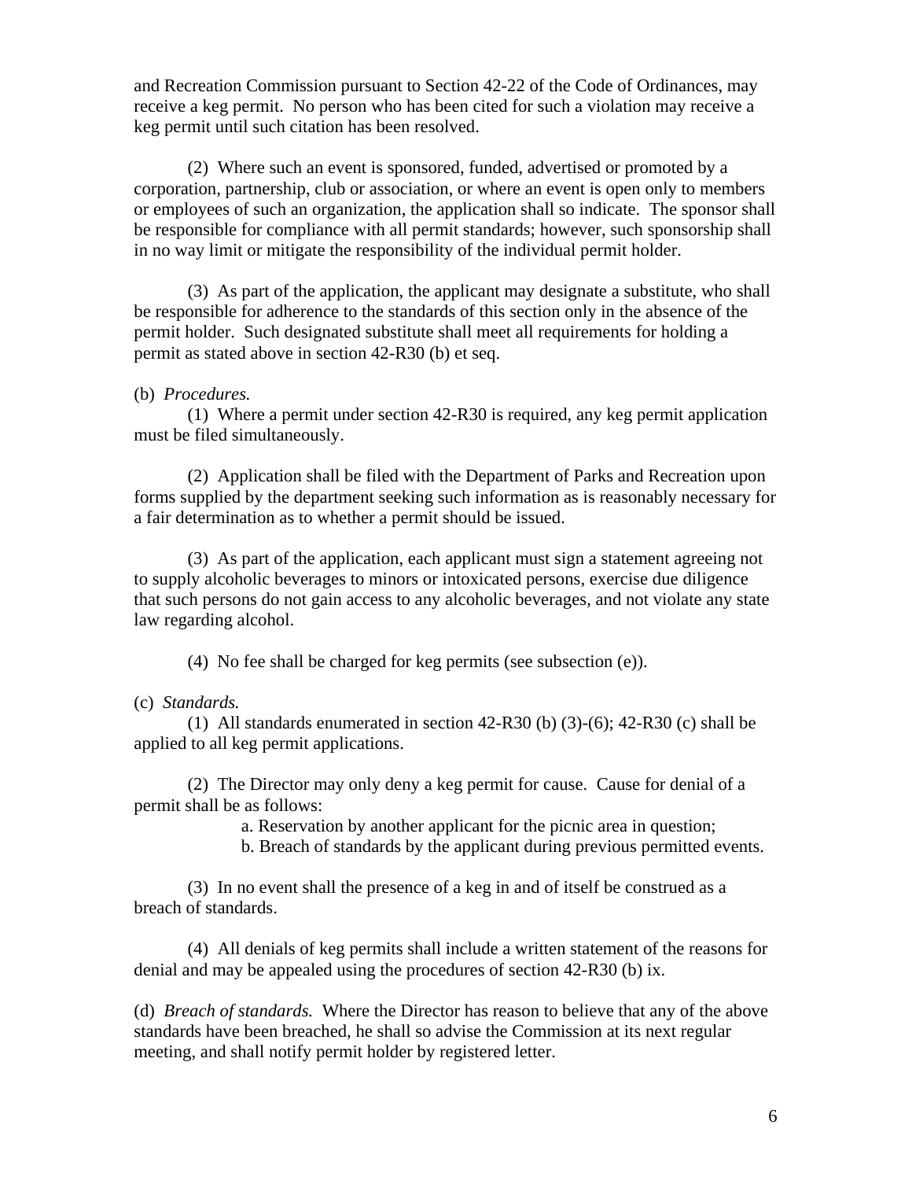and Recreation Commission pursuant to Section 42-22 of the Code of Ordinances, may receive a keg permit. No person who has been cited for such a violation may receive a keg permit until such citation has been resolved.

(2) Where such an event is sponsored, funded, advertised or promoted by a corporation, partnership, club or association, or where an event is open only to members or employees of such an organization, the application shall so indicate. The sponsor shall be responsible for compliance with all permit standards; however, such sponsorship shall in no way limit or mitigate the responsibility of the individual permit holder.

(3) As part of the application, the applicant may designate a substitute, who shall be responsible for adherence to the standards of this section only in the absence of the permit holder. Such designated substitute shall meet all requirements for holding a permit as stated above in section 42-R30 (b) et seq.

(b) *Procedures.*

(1) Where a permit under section 42-R30 is required, any keg permit application must be filed simultaneously.

(2) Application shall be filed with the Department of Parks and Recreation upon forms supplied by the department seeking such information as is reasonably necessary for a fair determination as to whether a permit should be issued.

(3) As part of the application, each applicant must sign a statement agreeing not to supply alcoholic beverages to minors or intoxicated persons, exercise due diligence that such persons do not gain access to any alcoholic beverages, and not violate any state law regarding alcohol.

(4) No fee shall be charged for keg permits (see subsection (e)).

(c) *Standards.*

(1) All standards enumerated in section 42-R30 (b) (3)-(6); 42-R30 (c) shall be applied to all keg permit applications.

(2) The Director may only deny a keg permit for cause. Cause for denial of a permit shall be as follows:

a. Reservation by another applicant for the picnic area in question;
b. Breach of standards by the applicant during previous permitted events.

(3) In no event shall the presence of a keg in and of itself be construed as a breach of standards.

(4) All denials of keg permits shall include a written statement of the reasons for denial and may be appealed using the procedures of section 42-R30 (b) ix.

(d) *Breach of standards.* Where the Director has reason to believe that any of the above standards have been breached, he shall so advise the Commission at its next regular meeting, and shall notify permit holder by registered letter.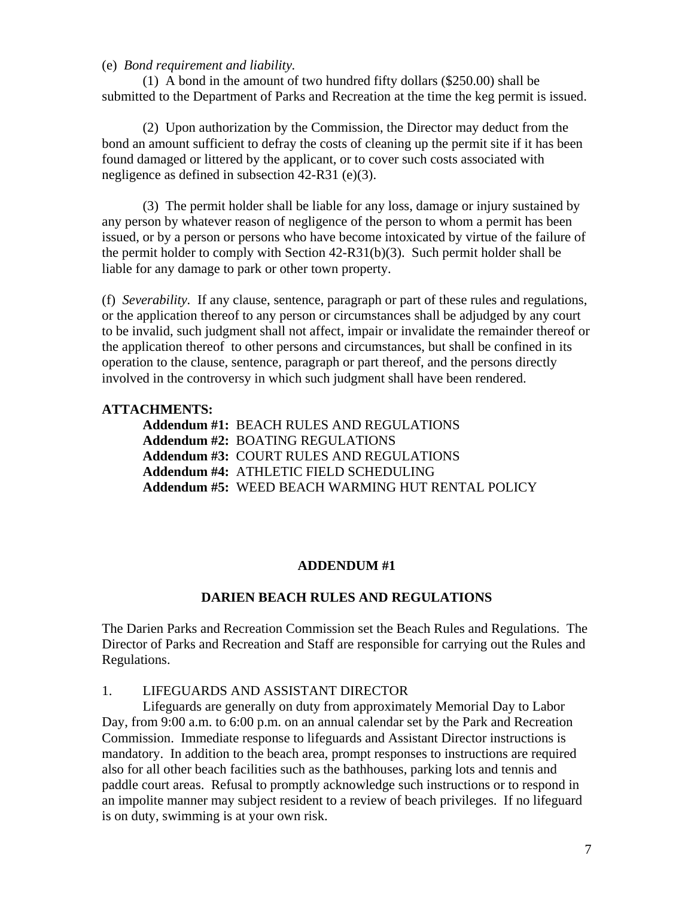(e) *Bond requirement and liability.*

(1) A bond in the amount of two hundred fifty dollars ($250.00) shall be submitted to the Department of Parks and Recreation at the time the keg permit is issued.

(2) Upon authorization by the Commission, the Director may deduct from the bond an amount sufficient to defray the costs of cleaning up the permit site if it has been found damaged or littered by the applicant, or to cover such costs associated with negligence as defined in subsection 42-R31 (e)(3).

(3) The permit holder shall be liable for any loss, damage or injury sustained by any person by whatever reason of negligence of the person to whom a permit has been issued, or by a person or persons who have become intoxicated by virtue of the failure of the permit holder to comply with Section 42-R31(b)(3). Such permit holder shall be liable for any damage to park or other town property.

(f) *Severability.* If any clause, sentence, paragraph or part of these rules and regulations, or the application thereof to any person or circumstances shall be adjudged by any court to be invalid, such judgment shall not affect, impair or invalidate the remainder thereof or the application thereof to other persons and circumstances, but shall be confined in its operation to the clause, sentence, paragraph or part thereof, and the persons directly involved in the controversy in which such judgment shall have been rendered.

**ATTACHMENTS:**

**Addendum #1:** BEACH RULES AND REGULATIONS
**Addendum #2:** BOATING REGULATIONS
**Addendum #3:** COURT RULES AND REGULATIONS
**Addendum #4:** ATHLETIC FIELD SCHEDULING
**Addendum #5:** WEED BEACH WARMING HUT RENTAL POLICY

## ADDENDUM #1

## DARIEN BEACH RULES AND REGULATIONS

The Darien Parks and Recreation Commission set the Beach Rules and Regulations. The Director of Parks and Recreation and Staff are responsible for carrying out the Rules and Regulations.

1. LIFEGUARDS AND ASSISTANT DIRECTOR

Lifeguards are generally on duty from approximately Memorial Day to Labor Day, from 9:00 a.m. to 6:00 p.m. on an annual calendar set by the Park and Recreation Commission. Immediate response to lifeguards and Assistant Director instructions is mandatory. In addition to the beach area, prompt responses to instructions are required also for all other beach facilities such as the bathhouses, parking lots and tennis and paddle court areas. Refusal to promptly acknowledge such instructions or to respond in an impolite manner may subject resident to a review of beach privileges. If no lifeguard is on duty, swimming is at your own risk.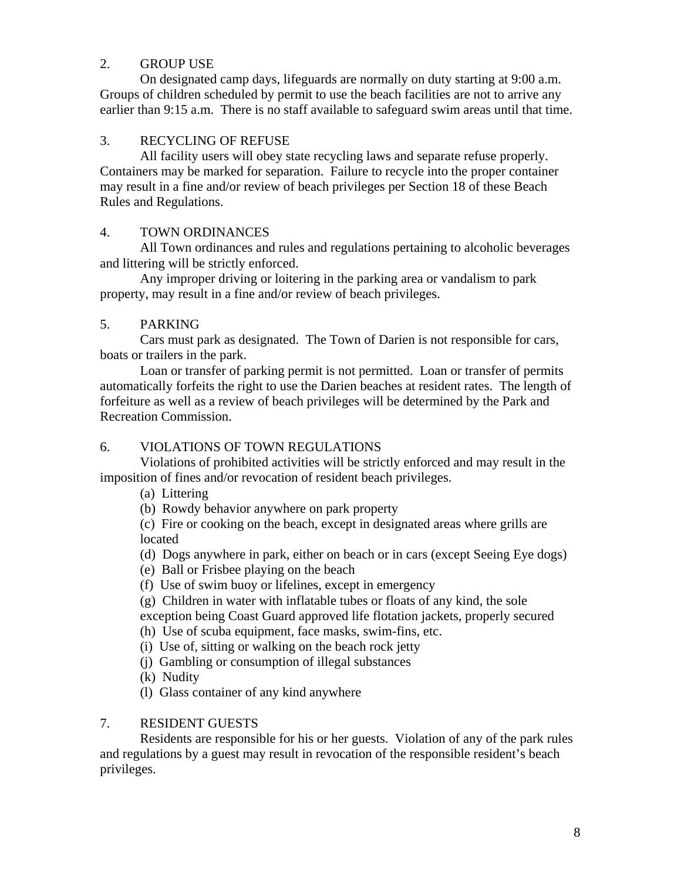## 2. GROUP USE

On designated camp days, lifeguards are normally on duty starting at 9:00 a.m. Groups of children scheduled by permit to use the beach facilities are not to arrive any earlier than 9:15 a.m. There is no staff available to safeguard swim areas until that time.

## 3. RECYCLING OF REFUSE

All facility users will obey state recycling laws and separate refuse properly. Containers may be marked for separation. Failure to recycle into the proper container may result in a fine and/or review of beach privileges per Section 18 of these Beach Rules and Regulations.

## 4. TOWN ORDINANCES

All Town ordinances and rules and regulations pertaining to alcoholic beverages and littering will be strictly enforced.

Any improper driving or loitering in the parking area or vandalism to park property, may result in a fine and/or review of beach privileges.

## 5. PARKING

Cars must park as designated. The Town of Darien is not responsible for cars, boats or trailers in the park.

Loan or transfer of parking permit is not permitted. Loan or transfer of permits automatically forfeits the right to use the Darien beaches at resident rates. The length of forfeiture as well as a review of beach privileges will be determined by the Park and Recreation Commission.

## 6. VIOLATIONS OF TOWN REGULATIONS

Violations of prohibited activities will be strictly enforced and may result in the imposition of fines and/or revocation of resident beach privileges.

- (a) Littering
- (b) Rowdy behavior anywhere on park property
- (c) Fire or cooking on the beach, except in designated areas where grills are located
- (d) Dogs anywhere in park, either on beach or in cars (except Seeing Eye dogs)
- (e) Ball or Frisbee playing on the beach
- (f) Use of swim buoy or lifelines, except in emergency
- (g) Children in water with inflatable tubes or floats of any kind, the sole exception being Coast Guard approved life flotation jackets, properly secured
- (h) Use of scuba equipment, face masks, swim-fins, etc.
- (i) Use of, sitting or walking on the beach rock jetty
- (j) Gambling or consumption of illegal substances
- (k) Nudity
- (l) Glass container of any kind anywhere

## 7. RESIDENT GUESTS

Residents are responsible for his or her guests. Violation of any of the park rules and regulations by a guest may result in revocation of the responsible resident's beach privileges.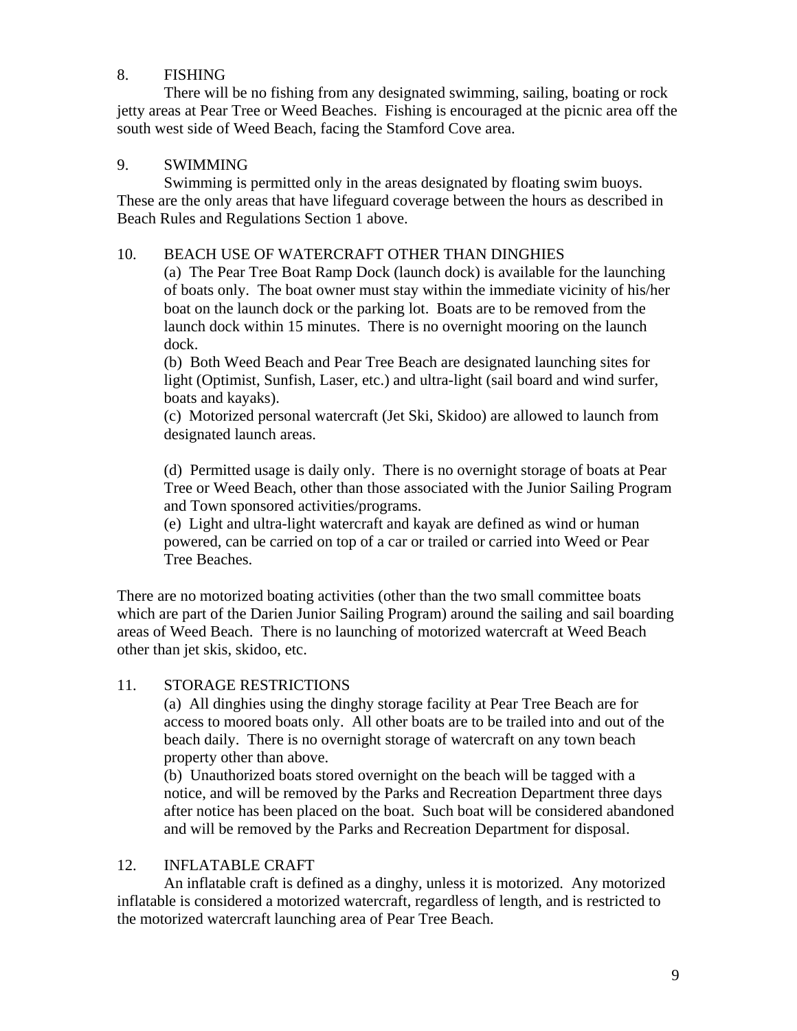8. FISHING

There will be no fishing from any designated swimming, sailing, boating or rock jetty areas at Pear Tree or Weed Beaches. Fishing is encouraged at the picnic area off the south west side of Weed Beach, facing the Stamford Cove area.

9. SWIMMING

Swimming is permitted only in the areas designated by floating swim buoys. These are the only areas that have lifeguard coverage between the hours as described in Beach Rules and Regulations Section 1 above.

10. BEACH USE OF WATERCRAFT OTHER THAN DINGHIES

(a) The Pear Tree Boat Ramp Dock (launch dock) is available for the launching of boats only. The boat owner must stay within the immediate vicinity of his/her boat on the launch dock or the parking lot. Boats are to be removed from the launch dock within 15 minutes. There is no overnight mooring on the launch dock.

(b) Both Weed Beach and Pear Tree Beach are designated launching sites for light (Optimist, Sunfish, Laser, etc.) and ultra-light (sail board and wind surfer, boats and kayaks).

(c) Motorized personal watercraft (Jet Ski, Skidoo) are allowed to launch from designated launch areas.

(d) Permitted usage is daily only. There is no overnight storage of boats at Pear Tree or Weed Beach, other than those associated with the Junior Sailing Program and Town sponsored activities/programs.

(e) Light and ultra-light watercraft and kayak are defined as wind or human powered, can be carried on top of a car or trailed or carried into Weed or Pear Tree Beaches.

There are no motorized boating activities (other than the two small committee boats which are part of the Darien Junior Sailing Program) around the sailing and sail boarding areas of Weed Beach. There is no launching of motorized watercraft at Weed Beach other than jet skis, skidoo, etc.

11. STORAGE RESTRICTIONS

(a) All dinghies using the dinghy storage facility at Pear Tree Beach are for access to moored boats only. All other boats are to be trailed into and out of the beach daily. There is no overnight storage of watercraft on any town beach property other than above.

(b) Unauthorized boats stored overnight on the beach will be tagged with a notice, and will be removed by the Parks and Recreation Department three days after notice has been placed on the boat. Such boat will be considered abandoned and will be removed by the Parks and Recreation Department for disposal.

12. INFLATABLE CRAFT

An inflatable craft is defined as a dinghy, unless it is motorized. Any motorized inflatable is considered a motorized watercraft, regardless of length, and is restricted to the motorized watercraft launching area of Pear Tree Beach.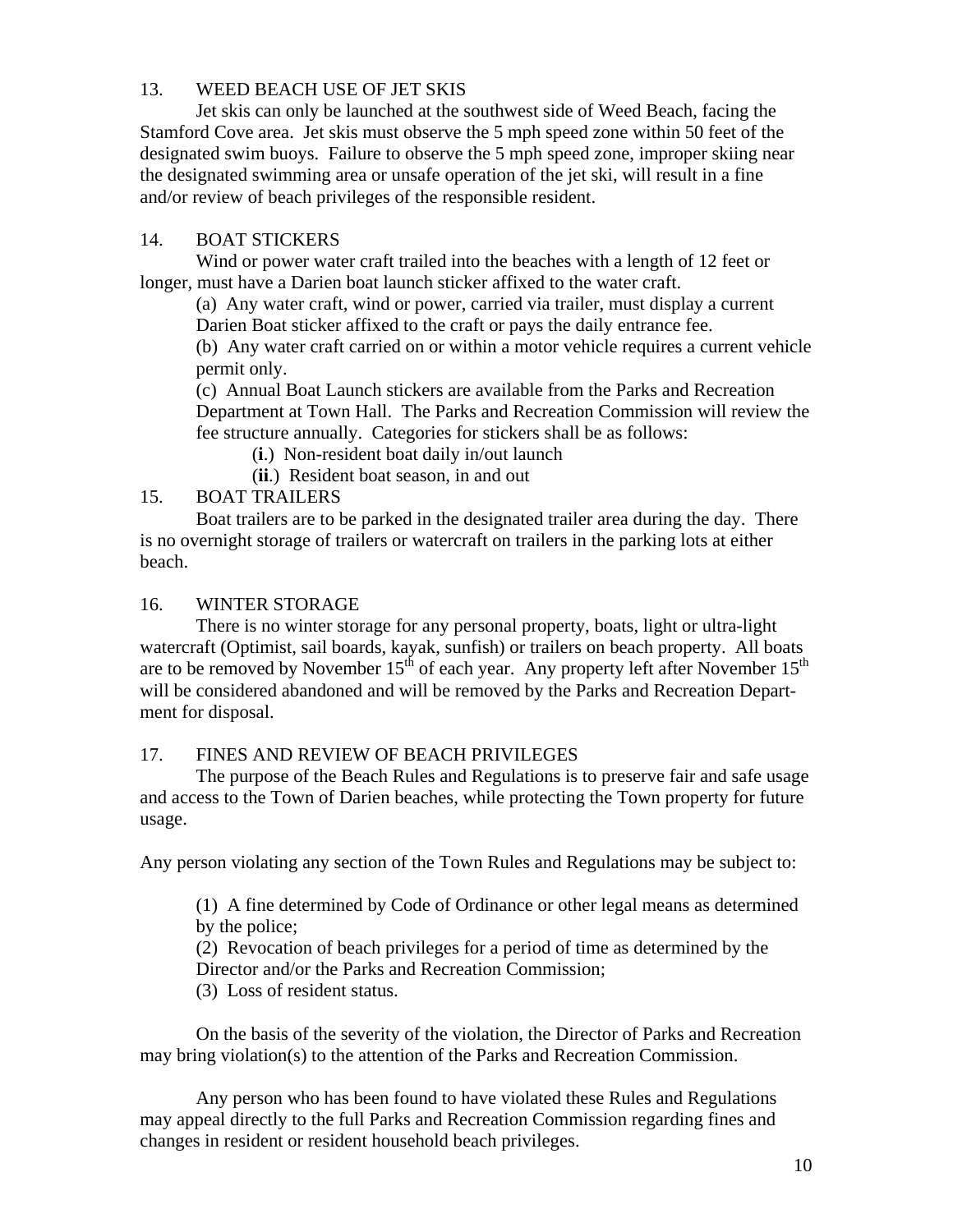### 13. WEED BEACH USE OF JET SKIS

Jet skis can only be launched at the southwest side of Weed Beach, facing the Stamford Cove area. Jet skis must observe the 5 mph speed zone within 50 feet of the designated swim buoys. Failure to observe the 5 mph speed zone, improper skiing near the designated swimming area or unsafe operation of the jet ski, will result in a fine and/or review of beach privileges of the responsible resident.

### 14. BOAT STICKERS

Wind or power water craft trailed into the beaches with a length of 12 feet or longer, must have a Darien boat launch sticker affixed to the water craft.

(a) Any water craft, wind or power, carried via trailer, must display a current Darien Boat sticker affixed to the craft or pays the daily entrance fee.

(b) Any water craft carried on or within a motor vehicle requires a current vehicle permit only.

(c) Annual Boat Launch stickers are available from the Parks and Recreation Department at Town Hall. The Parks and Recreation Commission will review the fee structure annually. Categories for stickers shall be as follows:

- (**i**.) Non-resident boat daily in/out launch
- (**ii**.) Resident boat season, in and out

### 15. BOAT TRAILERS

Boat trailers are to be parked in the designated trailer area during the day. There is no overnight storage of trailers or watercraft on trailers in the parking lots at either beach.

### 16. WINTER STORAGE

There is no winter storage for any personal property, boats, light or ultra-light watercraft (Optimist, sail boards, kayak, sunfish) or trailers on beach property. All boats are to be removed by November 15th of each year. Any property left after November 15th will be considered abandoned and will be removed by the Parks and Recreation Department for disposal.

### 17. FINES AND REVIEW OF BEACH PRIVILEGES

The purpose of the Beach Rules and Regulations is to preserve fair and safe usage and access to the Town of Darien beaches, while protecting the Town property for future usage.

Any person violating any section of the Town Rules and Regulations may be subject to:

(1) A fine determined by Code of Ordinance or other legal means as determined by the police;

(2) Revocation of beach privileges for a period of time as determined by the Director and/or the Parks and Recreation Commission;

(3) Loss of resident status.

On the basis of the severity of the violation, the Director of Parks and Recreation may bring violation(s) to the attention of the Parks and Recreation Commission.

Any person who has been found to have violated these Rules and Regulations may appeal directly to the full Parks and Recreation Commission regarding fines and changes in resident or resident household beach privileges.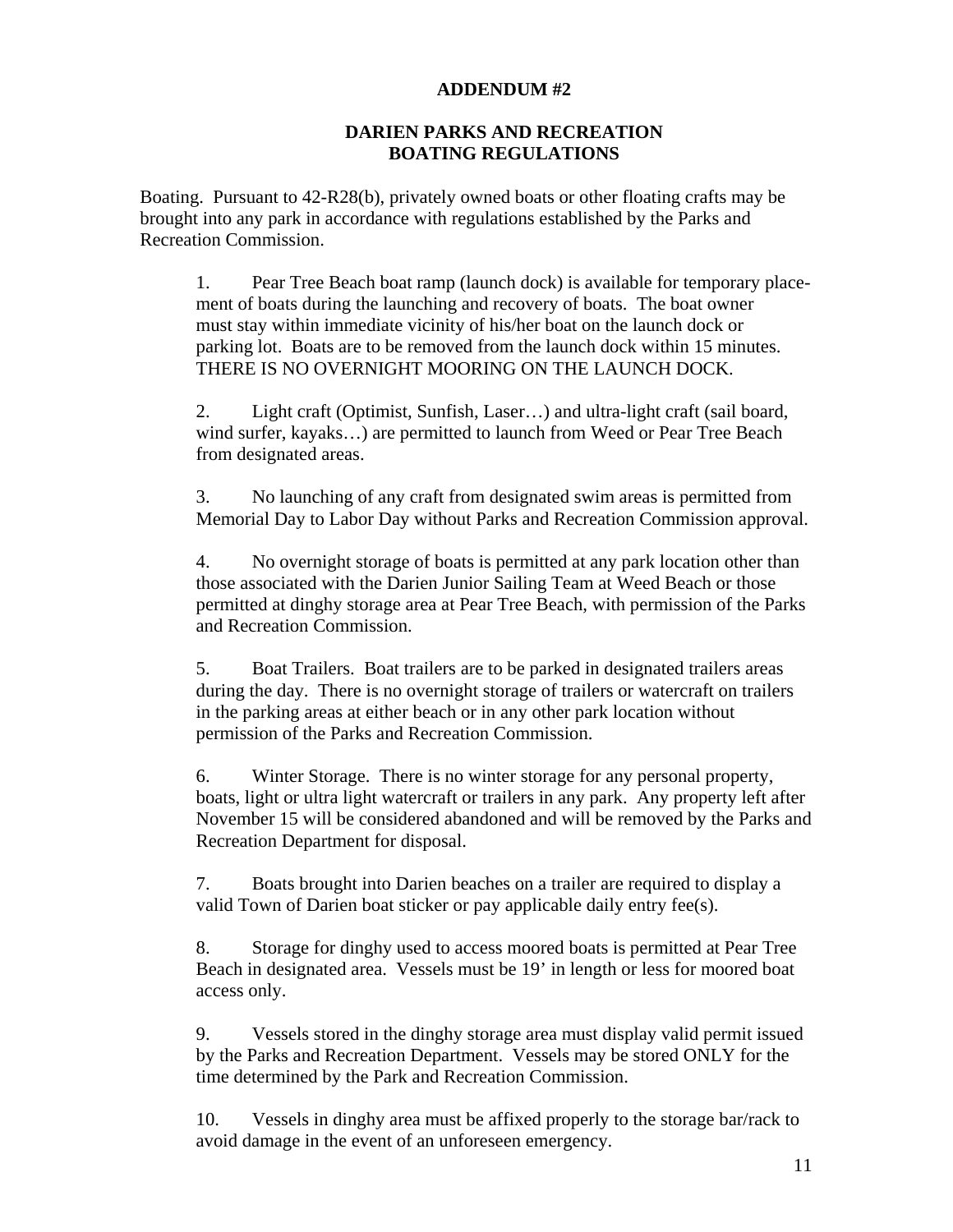# ADDENDUM #2

## DARIEN PARKS AND RECREATION
## BOATING REGULATIONS

Boating. Pursuant to 42-R28(b), privately owned boats or other floating crafts may be brought into any park in accordance with regulations established by the Parks and Recreation Commission.

1. Pear Tree Beach boat ramp (launch dock) is available for temporary placement of boats during the launching and recovery of boats. The boat owner must stay within immediate vicinity of his/her boat on the launch dock or parking lot. Boats are to be removed from the launch dock within 15 minutes. THERE IS NO OVERNIGHT MOORING ON THE LAUNCH DOCK.

2. Light craft (Optimist, Sunfish, Laser…) and ultra-light craft (sail board, wind surfer, kayaks…) are permitted to launch from Weed or Pear Tree Beach from designated areas.

3. No launching of any craft from designated swim areas is permitted from Memorial Day to Labor Day without Parks and Recreation Commission approval.

4. No overnight storage of boats is permitted at any park location other than those associated with the Darien Junior Sailing Team at Weed Beach or those permitted at dinghy storage area at Pear Tree Beach, with permission of the Parks and Recreation Commission.

5. Boat Trailers. Boat trailers are to be parked in designated trailers areas during the day. There is no overnight storage of trailers or watercraft on trailers in the parking areas at either beach or in any other park location without permission of the Parks and Recreation Commission.

6. Winter Storage. There is no winter storage for any personal property, boats, light or ultra light watercraft or trailers in any park. Any property left after November 15 will be considered abandoned and will be removed by the Parks and Recreation Department for disposal.

7. Boats brought into Darien beaches on a trailer are required to display a valid Town of Darien boat sticker or pay applicable daily entry fee(s).

8. Storage for dinghy used to access moored boats is permitted at Pear Tree Beach in designated area. Vessels must be 19' in length or less for moored boat access only.

9. Vessels stored in the dinghy storage area must display valid permit issued by the Parks and Recreation Department. Vessels may be stored ONLY for the time determined by the Park and Recreation Commission.

10. Vessels in dinghy area must be affixed properly to the storage bar/rack to avoid damage in the event of an unforeseen emergency.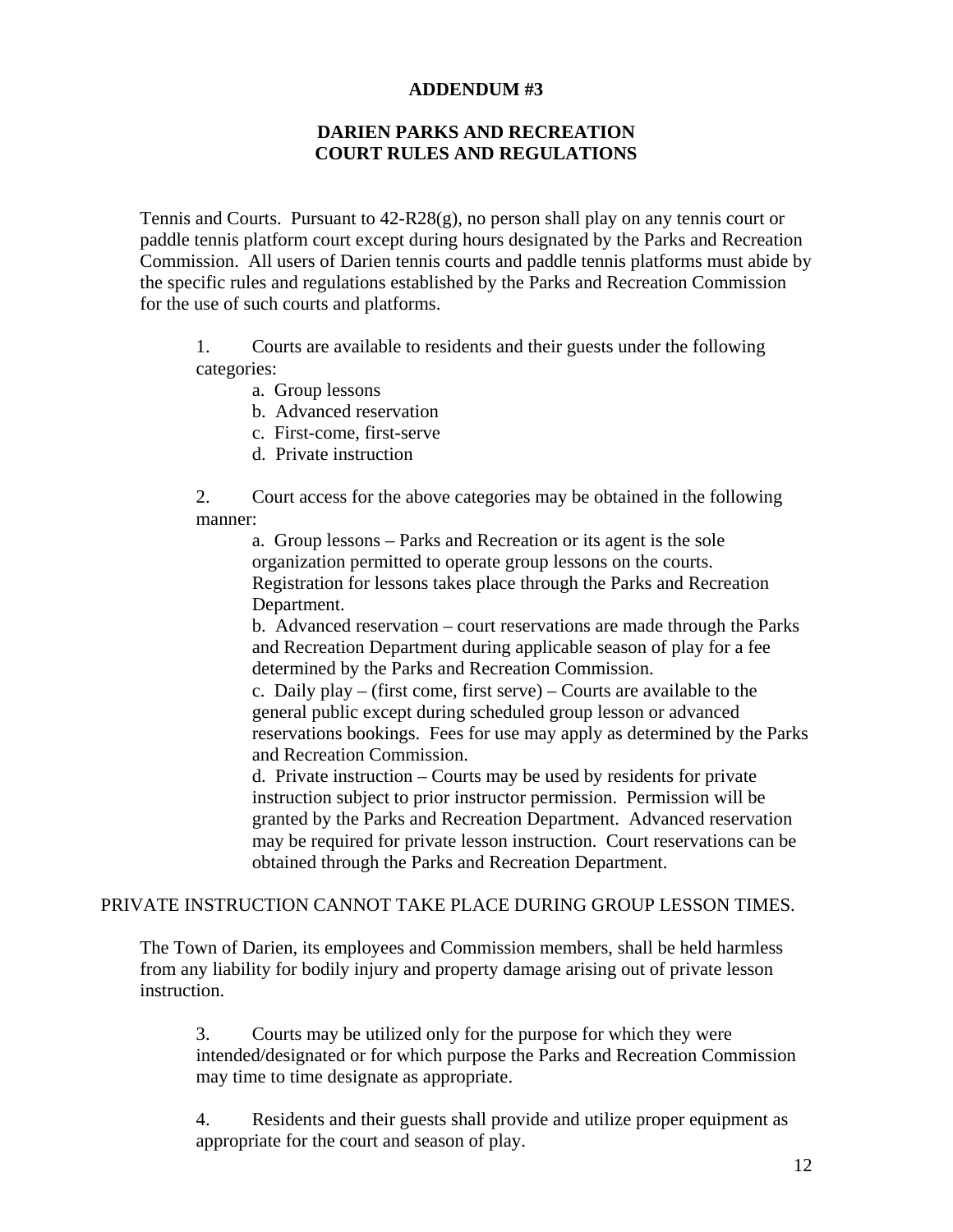**ADDENDUM #3**

**DARIEN PARKS AND RECREATION**
**COURT RULES AND REGULATIONS**

Tennis and Courts. Pursuant to 42-R28(g), no person shall play on any tennis court or paddle tennis platform court except during hours designated by the Parks and Recreation Commission. All users of Darien tennis courts and paddle tennis platforms must abide by the specific rules and regulations established by the Parks and Recreation Commission for the use of such courts and platforms.

1. Courts are available to residents and their guests under the following categories:
   - a. Group lessons
   - b. Advanced reservation
   - c. First-come, first-serve
   - d. Private instruction

2. Court access for the above categories may be obtained in the following manner:
   - a. Group lessons – Parks and Recreation or its agent is the sole organization permitted to operate group lessons on the courts. Registration for lessons takes place through the Parks and Recreation Department.
   - b. Advanced reservation – court reservations are made through the Parks and Recreation Department during applicable season of play for a fee determined by the Parks and Recreation Commission.
   - c. Daily play – (first come, first serve) – Courts are available to the general public except during scheduled group lesson or advanced reservations bookings. Fees for use may apply as determined by the Parks and Recreation Commission.
   - d. Private instruction – Courts may be used by residents for private instruction subject to prior instructor permission. Permission will be granted by the Parks and Recreation Department. Advanced reservation may be required for private lesson instruction. Court reservations can be obtained through the Parks and Recreation Department.

PRIVATE INSTRUCTION CANNOT TAKE PLACE DURING GROUP LESSON TIMES.

The Town of Darien, its employees and Commission members, shall be held harmless from any liability for bodily injury and property damage arising out of private lesson instruction.

3. Courts may be utilized only for the purpose for which they were intended/designated or for which purpose the Parks and Recreation Commission may time to time designate as appropriate.

4. Residents and their guests shall provide and utilize proper equipment as appropriate for the court and season of play.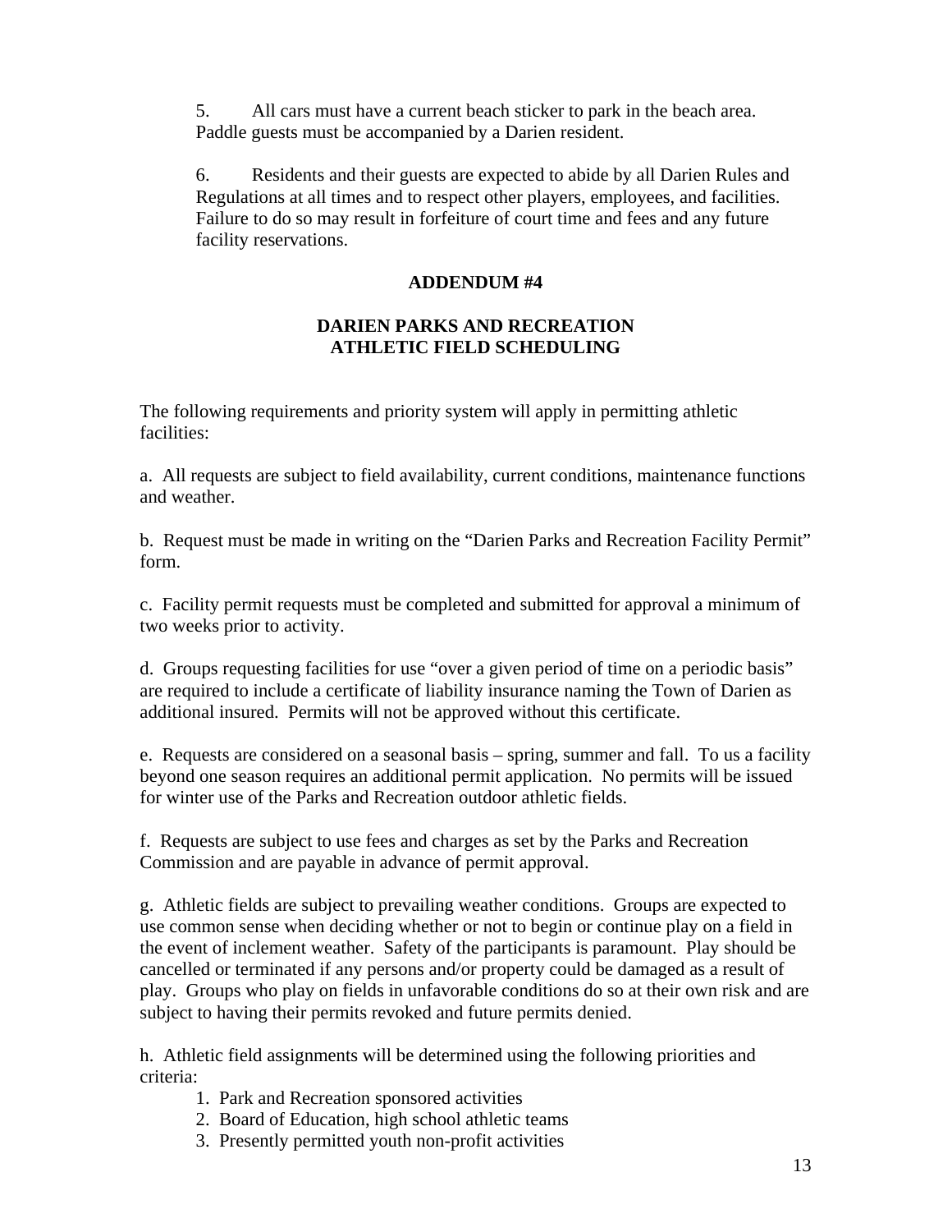5. All cars must have a current beach sticker to park in the beach area. Paddle guests must be accompanied by a Darien resident.

6. Residents and their guests are expected to abide by all Darien Rules and Regulations at all times and to respect other players, employees, and facilities. Failure to do so may result in forfeiture of court time and fees and any future facility reservations.

## ADDENDUM #4

## DARIEN PARKS AND RECREATION ATHLETIC FIELD SCHEDULING

The following requirements and priority system will apply in permitting athletic facilities:

a. All requests are subject to field availability, current conditions, maintenance functions and weather.

b. Request must be made in writing on the "Darien Parks and Recreation Facility Permit" form.

c. Facility permit requests must be completed and submitted for approval a minimum of two weeks prior to activity.

d. Groups requesting facilities for use "over a given period of time on a periodic basis" are required to include a certificate of liability insurance naming the Town of Darien as additional insured. Permits will not be approved without this certificate.

e. Requests are considered on a seasonal basis – spring, summer and fall. To us a facility beyond one season requires an additional permit application. No permits will be issued for winter use of the Parks and Recreation outdoor athletic fields.

f. Requests are subject to use fees and charges as set by the Parks and Recreation Commission and are payable in advance of permit approval.

g. Athletic fields are subject to prevailing weather conditions. Groups are expected to use common sense when deciding whether or not to begin or continue play on a field in the event of inclement weather. Safety of the participants is paramount. Play should be cancelled or terminated if any persons and/or property could be damaged as a result of play. Groups who play on fields in unfavorable conditions do so at their own risk and are subject to having their permits revoked and future permits denied.

h. Athletic field assignments will be determined using the following priorities and criteria:

1. Park and Recreation sponsored activities
2. Board of Education, high school athletic teams
3. Presently permitted youth non-profit activities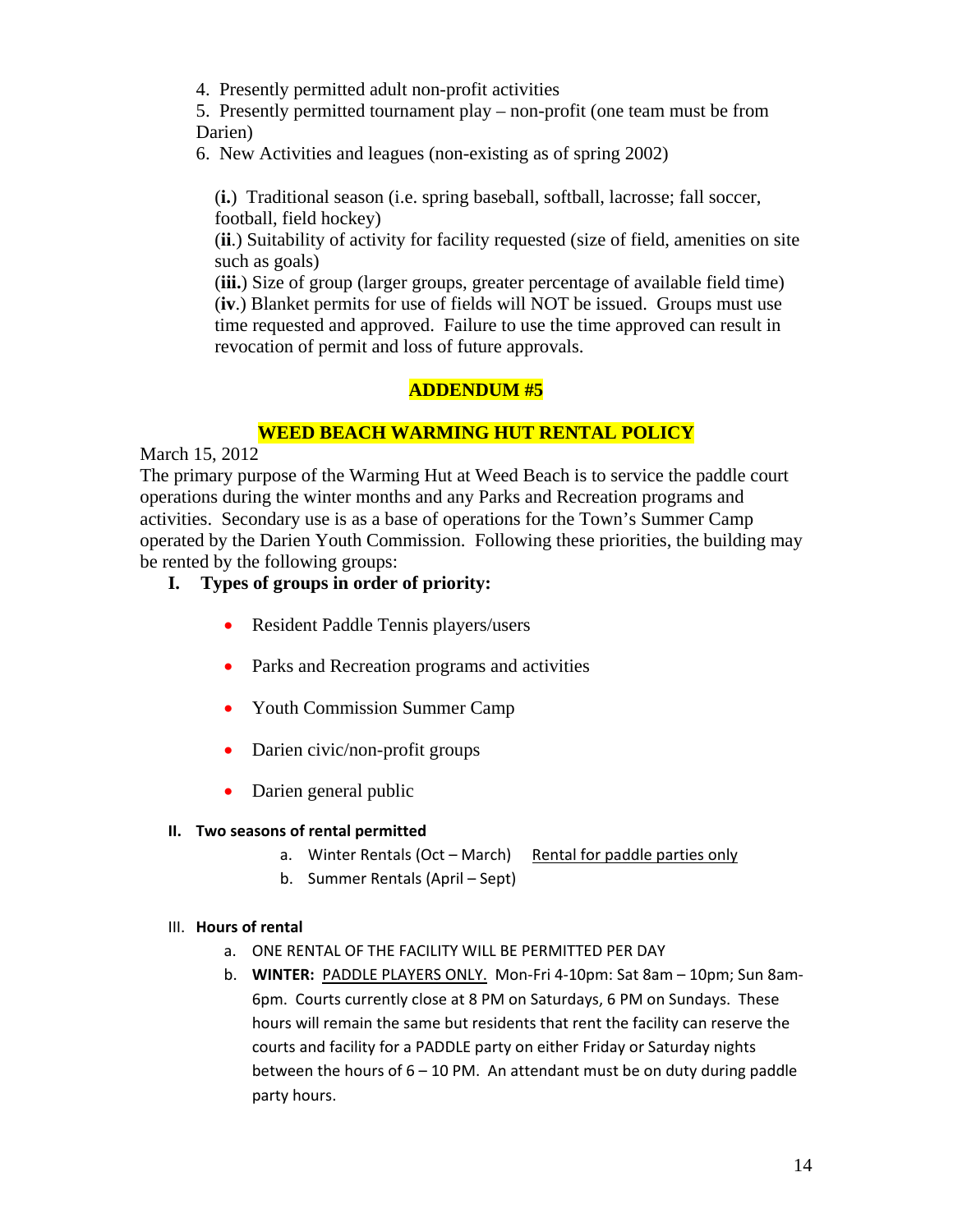4. Presently permitted adult non-profit activities
5. Presently permitted tournament play – non-profit (one team must be from Darien)
6. New Activities and leagues (non-existing as of spring 2002)

(**i.**) Traditional season (i.e. spring baseball, softball, lacrosse; fall soccer, football, field hockey)
(**ii**.) Suitability of activity for facility requested (size of field, amenities on site such as goals)
(**iii.**) Size of group (larger groups, greater percentage of available field time)
(**iv**.) Blanket permits for use of fields will NOT be issued. Groups must use time requested and approved. Failure to use the time approved can result in revocation of permit and loss of future approvals.

## ADDENDUM #5

## WEED BEACH WARMING HUT RENTAL POLICY

March 15, 2012

The primary purpose of the Warming Hut at Weed Beach is to service the paddle court operations during the winter months and any Parks and Recreation programs and activities. Secondary use is as a base of operations for the Town's Summer Camp operated by the Darien Youth Commission. Following these priorities, the building may be rented by the following groups:

**I. Types of groups in order of priority:**

- Resident Paddle Tennis players/users
- Parks and Recreation programs and activities
- Youth Commission Summer Camp
- Darien civic/non-profit groups
- Darien general public

**II. Two seasons of rental permitted**

a. Winter Rentals (Oct – March) Rental for paddle parties only
b. Summer Rentals (April – Sept)

III. **Hours of rental**

a. ONE RENTAL OF THE FACILITY WILL BE PERMITTED PER DAY
b. **WINTER:** PADDLE PLAYERS ONLY. Mon-Fri 4-10pm: Sat 8am – 10pm; Sun 8am-6pm. Courts currently close at 8 PM on Saturdays, 6 PM on Sundays. These hours will remain the same but residents that rent the facility can reserve the courts and facility for a PADDLE party on either Friday or Saturday nights between the hours of 6 – 10 PM. An attendant must be on duty during paddle party hours.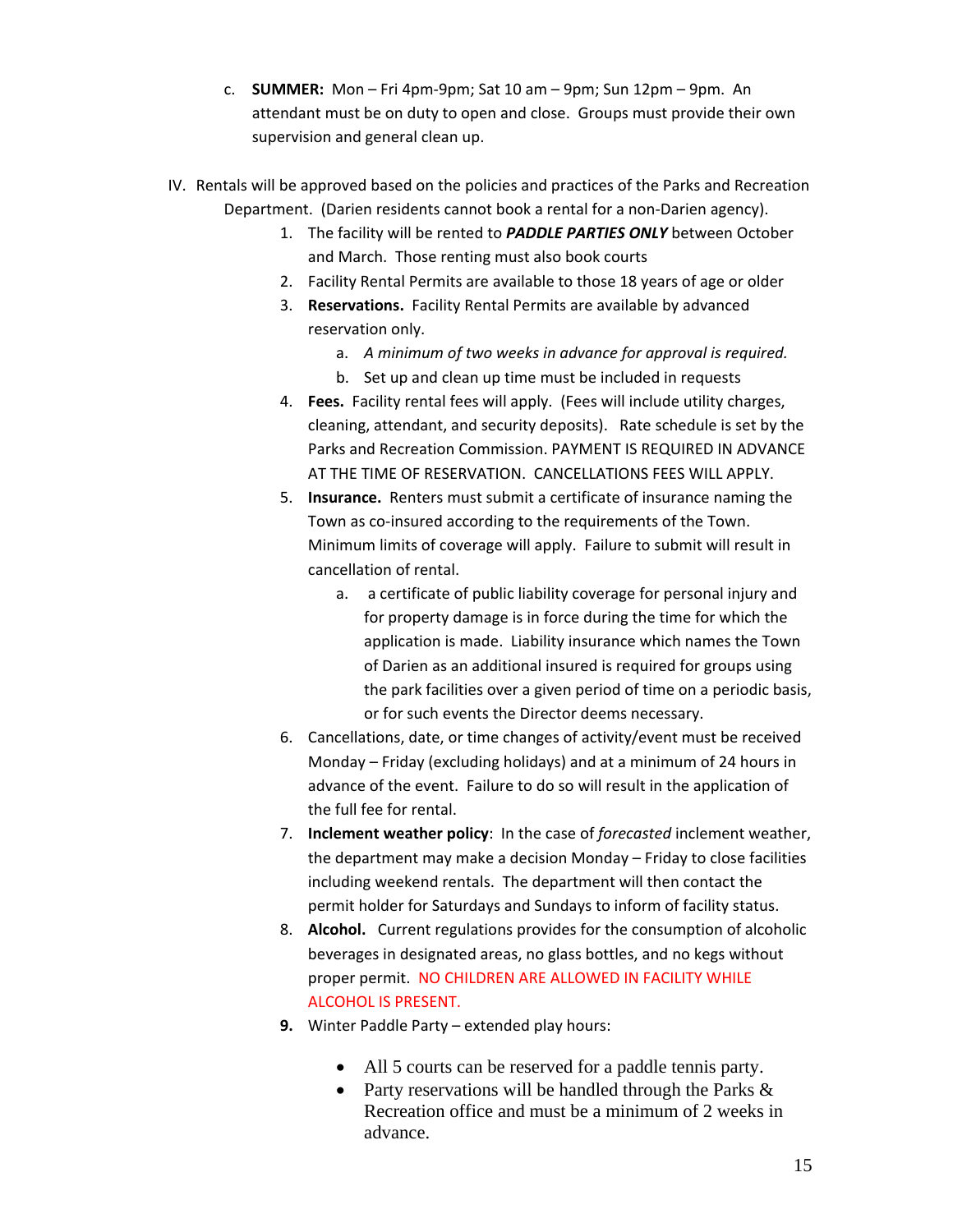c. **SUMMER:** Mon – Fri 4pm-9pm; Sat 10 am – 9pm; Sun 12pm – 9pm. An attendant must be on duty to open and close. Groups must provide their own supervision and general clean up.

IV. Rentals will be approved based on the policies and practices of the Parks and Recreation Department. (Darien residents cannot book a rental for a non-Darien agency).

1. The facility will be rented to ***PADDLE PARTIES ONLY*** between October and March. Those renting must also book courts
2. Facility Rental Permits are available to those 18 years of age or older
3. **Reservations.** Facility Rental Permits are available by advanced reservation only.
   a. *A minimum of two weeks in advance for approval is required.*
   b. Set up and clean up time must be included in requests
4. **Fees.** Facility rental fees will apply. (Fees will include utility charges, cleaning, attendant, and security deposits). Rate schedule is set by the Parks and Recreation Commission. PAYMENT IS REQUIRED IN ADVANCE AT THE TIME OF RESERVATION. CANCELLATIONS FEES WILL APPLY.
5. **Insurance.** Renters must submit a certificate of insurance naming the Town as co-insured according to the requirements of the Town. Minimum limits of coverage will apply. Failure to submit will result in cancellation of rental.
   a. a certificate of public liability coverage for personal injury and for property damage is in force during the time for which the application is made. Liability insurance which names the Town of Darien as an additional insured is required for groups using the park facilities over a given period of time on a periodic basis, or for such events the Director deems necessary.
6. Cancellations, date, or time changes of activity/event must be received Monday – Friday (excluding holidays) and at a minimum of 24 hours in advance of the event. Failure to do so will result in the application of the full fee for rental.
7. **Inclement weather policy**: In the case of *forecasted* inclement weather, the department may make a decision Monday – Friday to close facilities including weekend rentals. The department will then contact the permit holder for Saturdays and Sundays to inform of facility status.
8. **Alcohol.** Current regulations provides for the consumption of alcoholic beverages in designated areas, no glass bottles, and no kegs without proper permit. NO CHILDREN ARE ALLOWED IN FACILITY WHILE ALCOHOL IS PRESENT.
9. Winter Paddle Party – extended play hours:
   - All 5 courts can be reserved for a paddle tennis party.
   - Party reservations will be handled through the Parks & Recreation office and must be a minimum of 2 weeks in advance.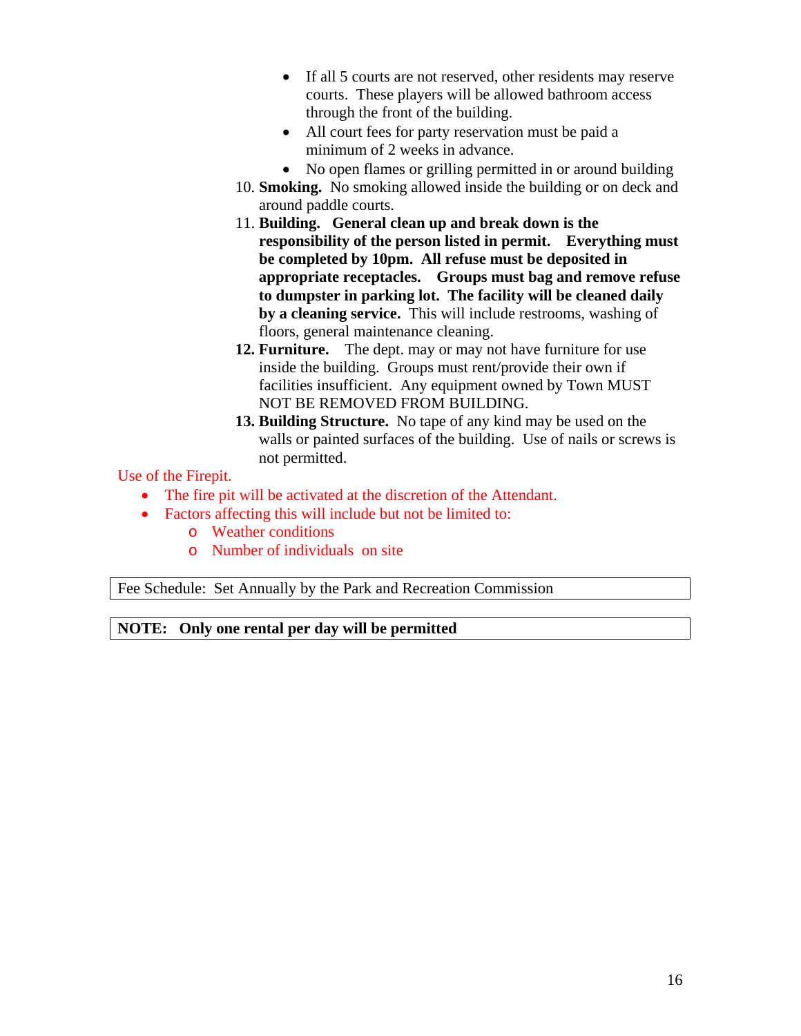- If all 5 courts are not reserved, other residents may reserve courts. These players will be allowed bathroom access through the front of the building.
- All court fees for party reservation must be paid a minimum of 2 weeks in advance.
- No open flames or grilling permitted in or around building

10. **Smoking.** No smoking allowed inside the building or on deck and around paddle courts.
11. **Building. General clean up and break down is the responsibility of the person listed in permit. Everything must be completed by 10pm. All refuse must be deposited in appropriate receptacles. Groups must bag and remove refuse to dumpster in parking lot. The facility will be cleaned daily by a cleaning service.** This will include restrooms, washing of floors, general maintenance cleaning.
12. **Furniture.** The dept. may or may not have furniture for use inside the building. Groups must rent/provide their own if facilities insufficient. Any equipment owned by Town MUST NOT BE REMOVED FROM BUILDING.
13. **Building Structure.** No tape of any kind may be used on the walls or painted surfaces of the building. Use of nails or screws is not permitted.

Use of the Firepit.

- The fire pit will be activated at the discretion of the Attendant.
- Factors affecting this will include but not be limited to:
  - Weather conditions
  - Number of individuals on site

Fee Schedule: Set Annually by the Park and Recreation Commission

**NOTE: Only one rental per day will be permitted**